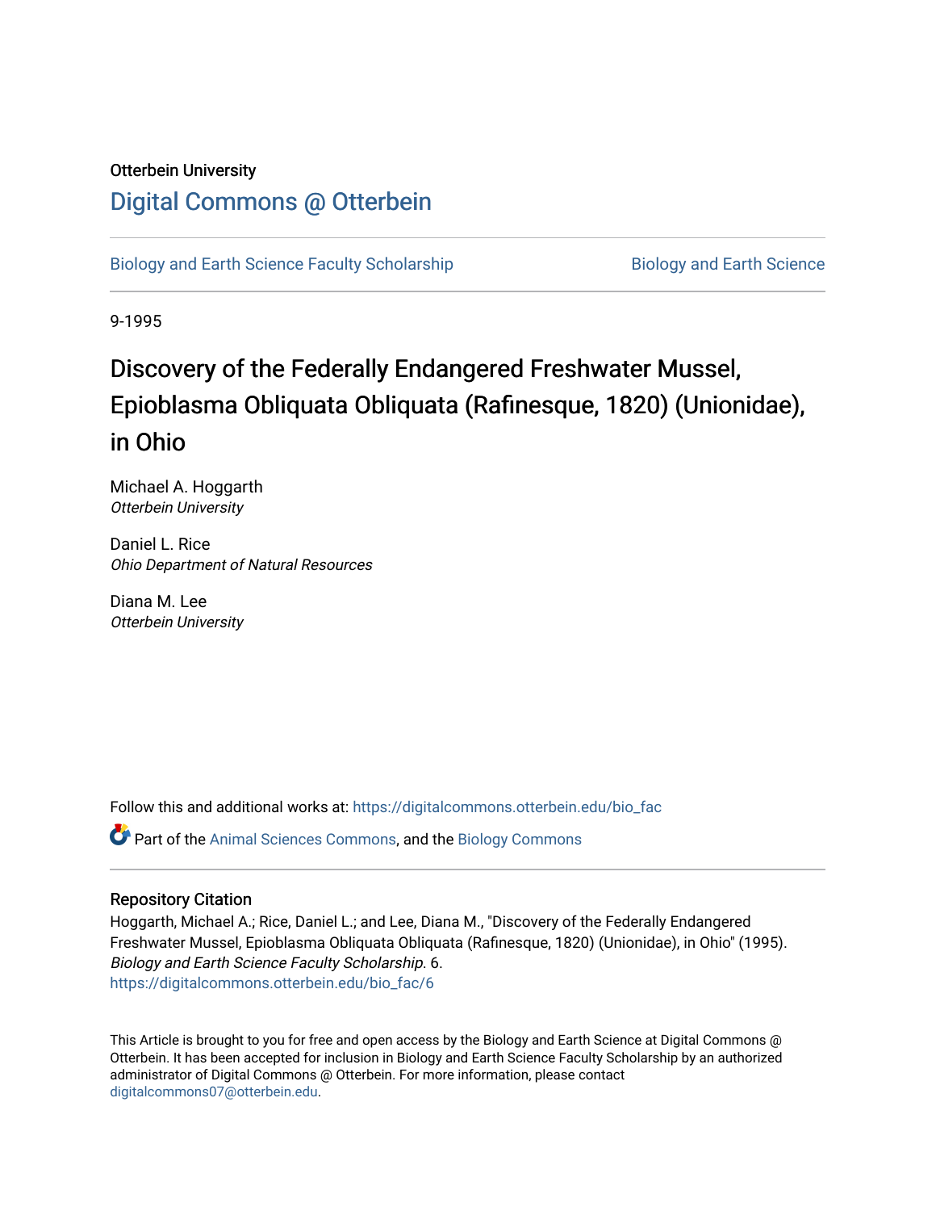Otterbein University

# Digital Commons @ Otterbein

Biology and Earth Science Faculty Scholarship

Biology and Earth Science

9-1995

## Discovery of the Federally Endangered Freshwater Mussel, Epioblasma Obliquata Obliquata (Rafinesque, 1820) (Unionidae), in Ohio

Michael A. Hoggarth
*Otterbein University*

Daniel L. Rice
*Ohio Department of Natural Resources*

Diana M. Lee
*Otterbein University*

Follow this and additional works at: https://digitalcommons.otterbein.edu/bio_fac

Part of the Animal Sciences Commons, and the Biology Commons

### Repository Citation

Hoggarth, Michael A.; Rice, Daniel L.; and Lee, Diana M., "Discovery of the Federally Endangered Freshwater Mussel, Epioblasma Obliquata Obliquata (Rafinesque, 1820) (Unionidae), in Ohio" (1995). *Biology and Earth Science Faculty Scholarship*. 6.
https://digitalcommons.otterbein.edu/bio_fac/6

This Article is brought to you for free and open access by the Biology and Earth Science at Digital Commons @ Otterbein. It has been accepted for inclusion in Biology and Earth Science Faculty Scholarship by an authorized administrator of Digital Commons @ Otterbein. For more information, please contact digitalcommons07@otterbein.edu.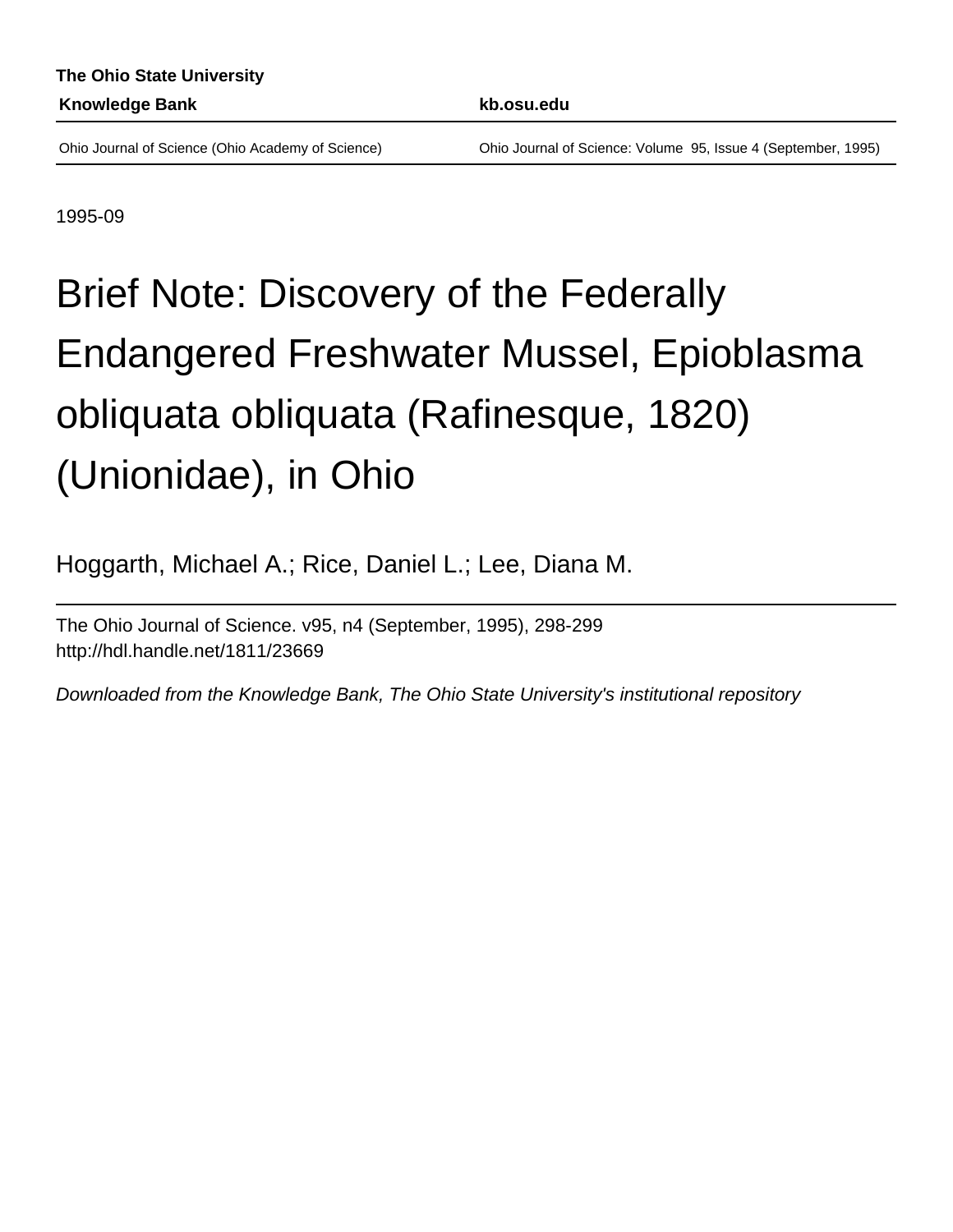**The Ohio State University**

**Knowledge Bank** **kb.osu.edu**

Ohio Journal of Science (Ohio Academy of Science) Ohio Journal of Science: Volume 95, Issue 4 (September, 1995)

1995-09

# Brief Note: Discovery of the Federally Endangered Freshwater Mussel, Epioblasma obliquata obliquata (Rafinesque, 1820) (Unionidae), in Ohio

Hoggarth, Michael A.; Rice, Daniel L.; Lee, Diana M.

The Ohio Journal of Science. v95, n4 (September, 1995), 298-299
http://hdl.handle.net/1811/23669

*Downloaded from the Knowledge Bank, The Ohio State University's institutional repository*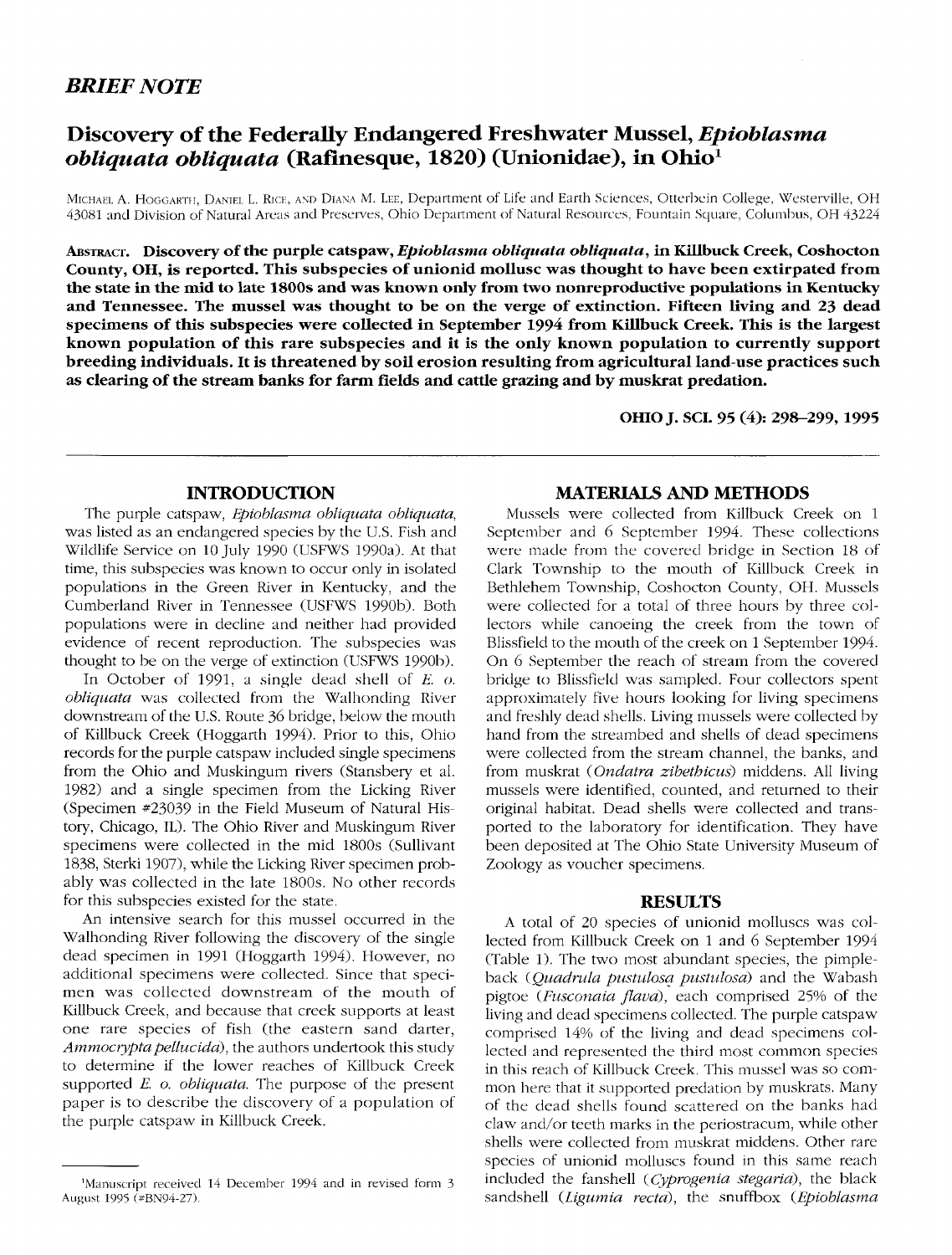## *BRIEF NOTE*

# Discovery of the Federally Endangered Freshwater Mussel, *Epioblasma obliquata obliquata* (Rafinesque, 1820) (Unionidae), in Ohio[1]

MICHAEL A. HOGGARTH, DANIEL L. RICE, AND DIANA M. LEE, Department of Life and Earth Sciences, Otterbein College, Westerville, OH 43081 and Division of Natural Areas and Preserves, Ohio Department of Natural Resources, Fountain Square, Columbus, OH 43224

**ABSTRACT. Discovery of the purple catspaw, *Epioblasma obliquata obliquata*, in Killbuck Creek, Coshocton County, OH, is reported. This subspecies of unionid mollusc was thought to have been extirpated from the state in the mid to late 1800s and was known only from two nonreproductive populations in Kentucky and Tennessee. The mussel was thought to be on the verge of extinction. Fifteen living and 23 dead specimens of this subspecies were collected in September 1994 from Killbuck Creek. This is the largest known population of this rare subspecies and it is the only known population to currently support breeding individuals. It is threatened by soil erosion resulting from agricultural land-use practices such as clearing of the stream banks for farm fields and cattle grazing and by muskrat predation.**

**OHIO J. SCI. 95 (4): 298–299, 1995**

## INTRODUCTION

The purple catspaw, *Epioblasma obliquata obliquata*, was listed as an endangered species by the U.S. Fish and Wildlife Service on 10 July 1990 (USFWS 1990a). At that time, this subspecies was known to occur only in isolated populations in the Green River in Kentucky, and the Cumberland River in Tennessee (USFWS 1990b). Both populations were in decline and neither had provided evidence of recent reproduction. The subspecies was thought to be on the verge of extinction (USFWS 1990b).

In October of 1991, a single dead shell of *E. o. obliquata* was collected from the Walhonding River downstream of the U.S. Route 36 bridge, below the mouth of Killbuck Creek (Hoggarth 1994). Prior to this, Ohio records for the purple catspaw included single specimens from the Ohio and Muskingum rivers (Stansbery et al. 1982) and a single specimen from the Licking River (Specimen #23039 in the Field Museum of Natural History, Chicago, IL). The Ohio River and Muskingum River specimens were collected in the mid 1800s (Sullivant 1838, Sterki 1907), while the Licking River specimen probably was collected in the late 1800s. No other records for this subspecies existed for the state.

An intensive search for this mussel occurred in the Walhonding River following the discovery of the single dead specimen in 1991 (Hoggarth 1994). However, no additional specimens were collected. Since that specimen was collected downstream of the mouth of Killbuck Creek, and because that creek supports at least one rare species of fish (the eastern sand darter, *Ammocrypta pellucida*), the authors undertook this study to determine if the lower reaches of Killbuck Creek supported *E. o. obliquata*. The purpose of the present paper is to describe the discovery of a population of the purple catspaw in Killbuck Creek.

## MATERIALS AND METHODS

Mussels were collected from Killbuck Creek on 1 September and 6 September 1994. These collections were made from the covered bridge in Section 18 of Clark Township to the mouth of Killbuck Creek in Bethlehem Township, Coshocton County, OH. Mussels were collected for a total of three hours by three collectors while canoeing the creek from the town of Blissfield to the mouth of the creek on 1 September 1994. On 6 September the reach of stream from the covered bridge to Blissfield was sampled. Four collectors spent approximately five hours looking for living specimens and freshly dead shells. Living mussels were collected by hand from the streambed and shells of dead specimens were collected from the stream channel, the banks, and from muskrat (*Ondatra zibethicus*) middens. All living mussels were identified, counted, and returned to their original habitat. Dead shells were collected and transported to the laboratory for identification. They have been deposited at The Ohio State University Museum of Zoology as voucher specimens.

## RESULTS

A total of 20 species of unionid molluscs was collected from Killbuck Creek on 1 and 6 September 1994 (Table 1). The two most abundant species, the pimpleback (*Quadrula pustulosa pustulosa*) and the Wabash pigtoe (*Fusconaia flava*), each comprised 25% of the living and dead specimens collected. The purple catspaw comprised 14% of the living and dead specimens collected and represented the third most common species in this reach of Killbuck Creek. This mussel was so common here that it supported predation by muskrats. Many of the dead shells found scattered on the banks had claw and/or teeth marks in the periostracum, while other shells were collected from muskrat middens. Other rare species of unionid molluscs found in this same reach included the fanshell (*Cyprogenia stegaria*), the black sandshell (*Ligumia recta*), the snuffbox (*Epioblasma*

[1]Manuscript received 14 December 1994 and in revised form 3 August 1995 (#BN94-27).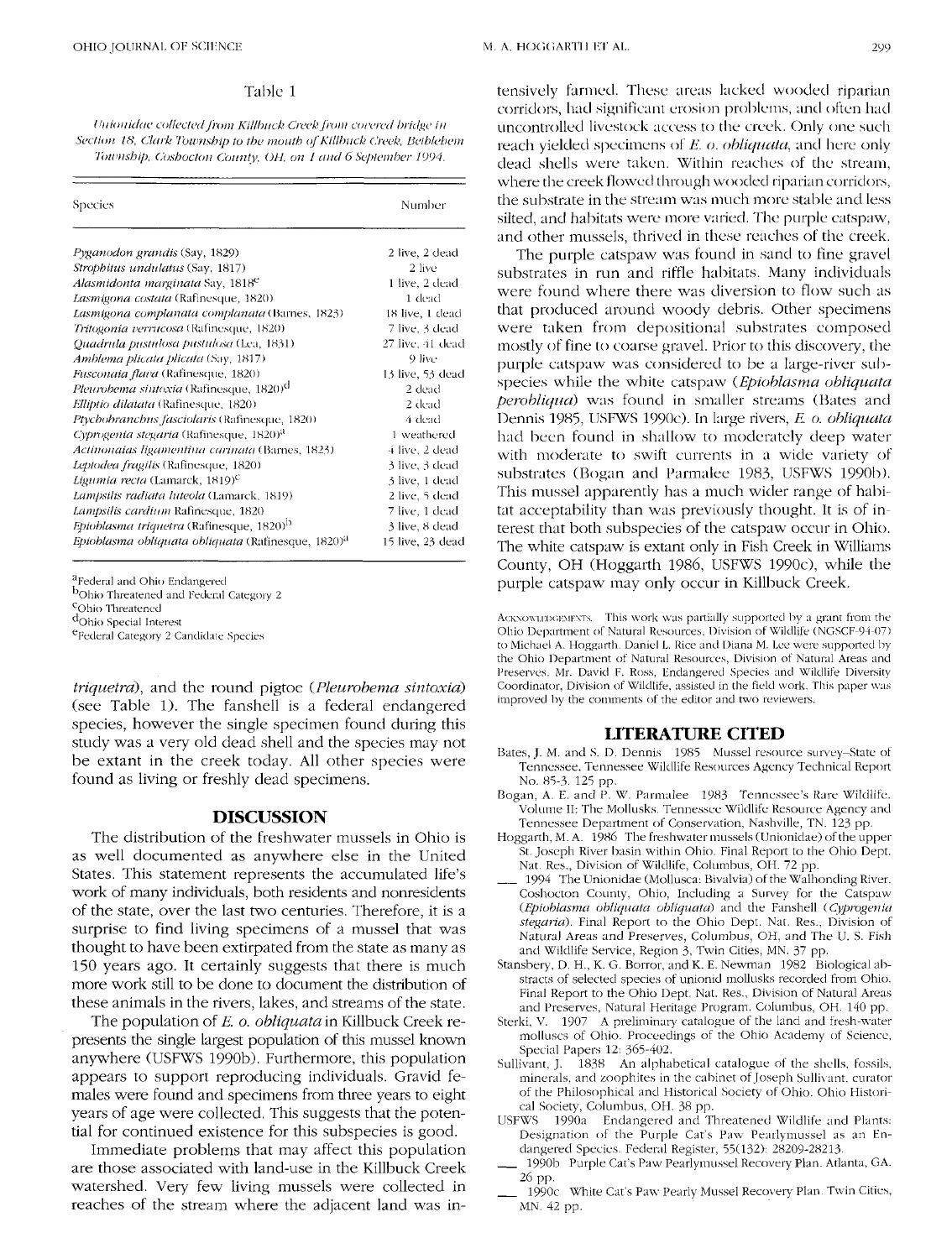Table 1

*Unionidae collected from Killbuck Creek from covered bridge in Section 18, Clark Township to the mouth of Killbuck Creek, Bethlehem Township, Coshocton County, OH, on 1 and 6 September 1994.*

| Species | Number |
|---|---|
| *Pyganodon grandis* (Say, 1829) | 2 live, 2 dead |
| *Strophitus undulatus* (Say, 1817) | 2 live |
| *Alasmidonta marginata* Say, 1818[c] | 1 live, 2 dead |
| *Lasmigona costata* (Rafinesque, 1820) | 1 dead |
| *Lasmigona complanata complanata* (Barnes, 1823) | 18 live, 1 dead |
| *Tritogonia verrucosa* (Rafinesque, 1820) | 7 live, 3 dead |
| *Quadrula pustulosa pustulosa* (Lea, 1831) | 27 live, 41 dead |
| *Amblema plicata plicata* (Say, 1817) | 9 live |
| *Fusconaia flava* (Rafinesque, 1820) | 13 live, 53 dead |
| *Pleurobema sintoxia* (Rafinesque, 1820)[d] | 2 dead |
| *Elliptio dilatata* (Rafinesque, 1820) | 2 dead |
| *Ptychobranchus fasciolaris* (Rafinesque, 1820) | 4 dead |
| *Cyprogenia stegaria* (Rafinesque, 1820)[a] | 1 weathered |
| *Actinonaias ligamentina carinata* (Barnes, 1823) | 4 live, 2 dead |
| *Leptodea fragilis* (Rafinesque, 1820) | 3 live, 3 dead |
| *Ligumia recta* (Lamarck, 1819)[c] | 3 live, 1 dead |
| *Lampsilis radiata luteola* (Lamarck, 1819) | 2 live, 5 dead |
| *Lampsilis cardium* Rafinesque, 1820 | 7 live, 1 dead |
| *Epioblasma triquetra* (Rafinesque, 1820)[b] | 3 live, 8 dead |
| *Epioblasma obliquata obliquata* (Rafinesque, 1820)[a] | 15 live, 23 dead |

[a]Federal and Ohio Endangered
[b]Ohio Threatened and Federal Category 2
[c]Ohio Threatened
[d]Ohio Special Interest
[e]Federal Category 2 Candidate Species

*triquetra*), and the round pigtoe (*Pleurobema sintoxia*) (see Table 1). The fanshell is a federal endangered species, however the single specimen found during this study was a very old dead shell and the species may not be extant in the creek today. All other species were found as living or freshly dead specimens.

## DISCUSSION

The distribution of the freshwater mussels in Ohio is as well documented as anywhere else in the United States. This statement represents the accumulated life's work of many individuals, both residents and nonresidents of the state, over the last two centuries. Therefore, it is a surprise to find living specimens of a mussel that was thought to have been extirpated from the state as many as 150 years ago. It certainly suggests that there is much more work still to be done to document the distribution of these animals in the rivers, lakes, and streams of the state.

The population of *E. o. obliquata* in Killbuck Creek represents the single largest population of this mussel known anywhere (USFWS 1990b). Furthermore, this population appears to support reproducing individuals. Gravid females were found and specimens from three years to eight years of age were collected. This suggests that the potential for continued existence for this subspecies is good.

Immediate problems that may affect this population are those associated with land-use in the Killbuck Creek watershed. Very few living mussels were collected in reaches of the stream where the adjacent land was intensively farmed. These areas lacked wooded riparian corridors, had significant erosion problems, and often had uncontrolled livestock access to the creek. Only one such reach yielded specimens of *E. o. obliquata*, and here only dead shells were taken. Within reaches of the stream, where the creek flowed through wooded riparian corridors, the substrate in the stream was much more stable and less silted, and habitats were more varied. The purple catspaw, and other mussels, thrived in these reaches of the creek.

The purple catspaw was found in sand to fine gravel substrates in run and riffle habitats. Many individuals were found where there was diversion to flow such as that produced around woody debris. Other specimens were taken from depositional substrates composed mostly of fine to coarse gravel. Prior to this discovery, the purple catspaw was considered to be a large-river subspecies while the white catspaw (*Epioblasma obliquata perobliqua*) was found in smaller streams (Bates and Dennis 1985, USFWS 1990c). In large rivers, *E. o. obliquata* had been found in shallow to moderately deep water with moderate to swift currents in a wide variety of substrates (Bogan and Parmalee 1983, USFWS 1990b). This mussel apparently has a much wider range of habitat acceptability than was previously thought. It is of interest that both subspecies of the catspaw occur in Ohio. The white catspaw is extant only in Fish Creek in Williams County, OH (Hoggarth 1986, USFWS 1990c), while the purple catspaw may only occur in Killbuck Creek.

ACKNOWLEDGMENTS. This work was partially supported by a grant from the Ohio Department of Natural Resources, Division of Wildlife (NGSCF-94-07) to Michael A. Hoggarth. Daniel L. Rice and Diana M. Lee were supported by the Ohio Department of Natural Resources, Division of Natural Areas and Preserves. Mr. David F. Ross, Endangered Species and Wildlife Diversity Coordinator, Division of Wildlife, assisted in the field work. This paper was improved by the comments of the editor and two reviewers.

## LITERATURE CITED

Bates, J. M. and S. D. Dennis 1985 Mussel resource survey–State of Tennessee. Tennessee Wildlife Resources Agency Technical Report No. 85-3. 125 pp.

Bogan, A. E. and P. W. Parmalee 1983 Tennessee's Rare Wildlife. Volume II: The Mollusks. Tennessee Wildlife Resource Agency and Tennessee Department of Conservation, Nashville, TN. 123 pp.

Hoggarth, M. A. 1986 The freshwater mussels (Unionidae) of the upper St. Joseph River basin within Ohio. Final Report to the Ohio Dept. Nat. Res., Division of Wildlife, Columbus, OH. 72 pp.

___ 1994 The Unionidae (Mollusca: Bivalvia) of the Walhonding River, Coshocton County, Ohio, Including a Survey for the Catspaw (*Epioblasma obliquata obliquata*) and the Fanshell (*Cyprogenia stegaria*). Final Report to the Ohio Dept. Nat. Res., Division of Natural Areas and Preserves, Columbus, OH, and The U. S. Fish and Wildlife Service, Region 3, Twin Cities, MN. 37 pp.

Stansbery, D. H., K. G. Borror, and K. E. Newman 1982 Biological abstracts of selected species of unionid mollusks recorded from Ohio. Final Report to the Ohio Dept. Nat. Res., Division of Natural Areas and Preserves, Natural Heritage Program. Columbus, OH. 140 pp.

Sterki, V. 1907 A preliminary catalogue of the land and fresh-water molluscs of Ohio. Proceedings of the Ohio Academy of Science, Special Papers 12: 365-402.

Sullivant, J. 1838 An alphabetical catalogue of the shells, fossils, minerals, and zoophites in the cabinet of Joseph Sullivant, curator of the Philosophical and Historical Society of Ohio. Ohio Historical Society, Columbus, OH. 38 pp.

USFWS 1990a Endangered and Threatened Wildlife and Plants: Designation of the Purple Cat's Paw Pearlymussel as an Endangered Species. Federal Register, 55(132): 28209-28213.

___ 1990b Purple Cat's Paw Pearlymussel Recovery Plan. Atlanta, GA. 26 pp.

___ 1990c White Cat's Paw Pearly Mussel Recovery Plan. Twin Cities, MN. 42 pp.